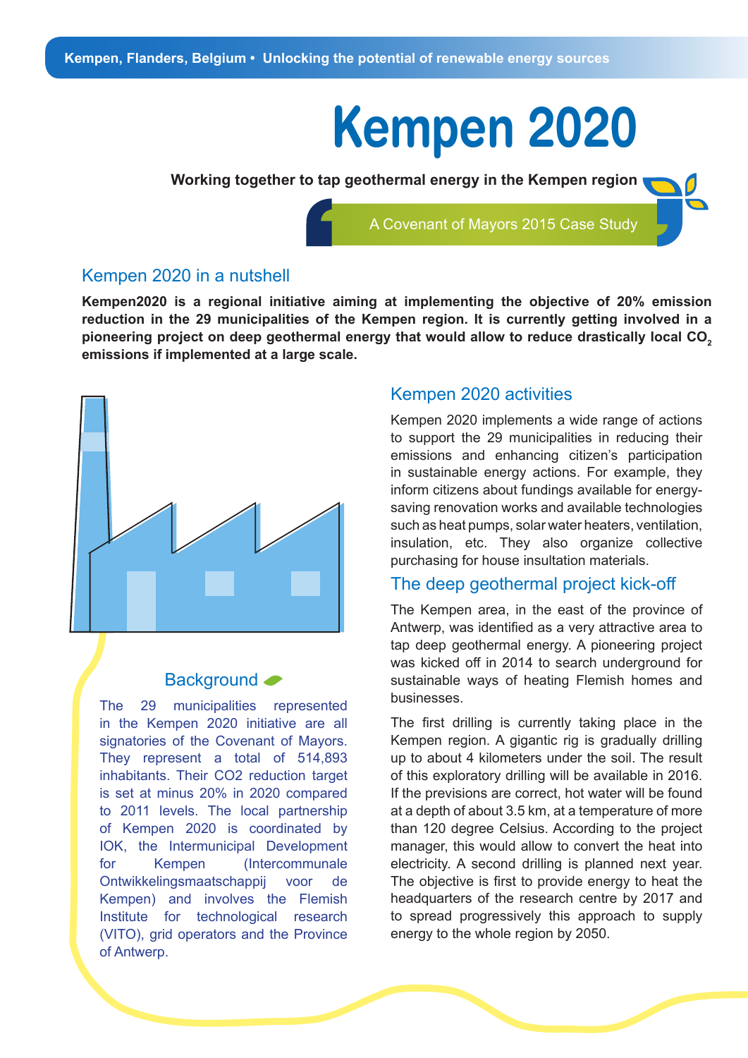Kempen, Flanders, Belgium • Unlocking the potential of renewable energy sources

# Kempen 2020

**Working together to tap geothermal energy in the Kempen region**

A Covenant of Mayors 2015 Case Study

## Kempen 2020 in a nutshell

**Kempen2020 is a regional initiative aiming at implementing the objective of 20% emission reduction in the 29 municipalities of the Kempen region. It is currently getting involved in a pioneering project on deep geothermal energy that would allow to reduce drastically local $CO_2$ emissions if implemented at a large scale.**

## Background

The 29 municipalities represented in the Kempen 2020 initiative are all signatories of the Covenant of Mayors. They represent a total of 514,893 inhabitants. Their CO2 reduction target is set at minus 20% in 2020 compared to 2011 levels. The local partnership of Kempen 2020 is coordinated by IOK, the Intermunicipal Development for Kempen (Intercommunale Ontwikkelingsmaatschappij voor de Kempen) and involves the Flemish Institute for technological research (VITO), grid operators and the Province of Antwerp.

## Kempen 2020 activities

Kempen 2020 implements a wide range of actions to support the 29 municipalities in reducing their emissions and enhancing citizen's participation in sustainable energy actions. For example, they inform citizens about fundings available for energy-saving renovation works and available technologies such as heat pumps, solar water heaters, ventilation, insulation, etc. They also organize collective purchasing for house insultation materials.

## The deep geothermal project kick-off

The Kempen area, in the east of the province of Antwerp, was identified as a very attractive area to tap deep geothermal energy. A pioneering project was kicked off in 2014 to search underground for sustainable ways of heating Flemish homes and businesses.

The first drilling is currently taking place in the Kempen region. A gigantic rig is gradually drilling up to about 4 kilometers under the soil. The result of this exploratory drilling will be available in 2016. If the previsions are correct, hot water will be found at a depth of about 3.5 km, at a temperature of more than 120 degree Celsius. According to the project manager, this would allow to convert the heat into electricity. A second drilling is planned next year. The objective is first to provide energy to heat the headquarters of the research centre by 2017 and to spread progressively this approach to supply energy to the whole region by 2050.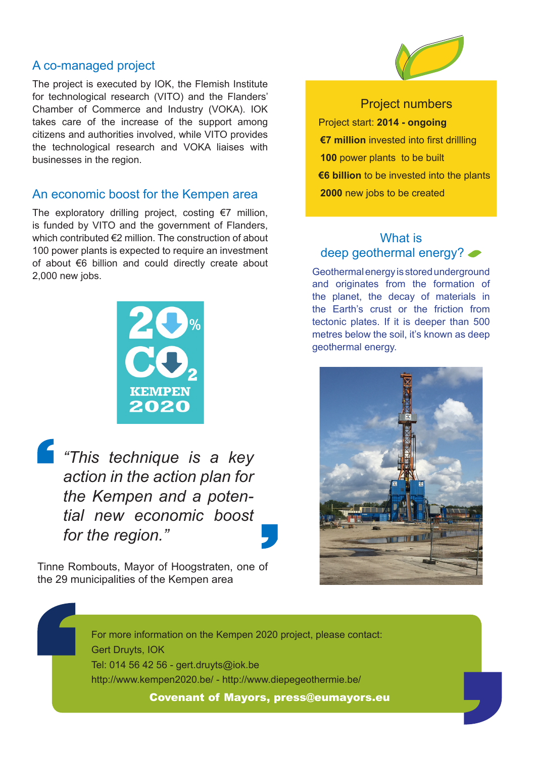## A co-managed project

The project is executed by IOK, the Flemish Institute for technological research (VITO) and the Flanders' Chamber of Commerce and Industry (VOKA). IOK takes care of the increase of the support among citizens and authorities involved, while VITO provides the technological research and VOKA liaises with businesses in the region.

## An economic boost for the Kempen area

The exploratory drilling project, costing €7 million, is funded by VITO and the government of Flanders, which contributed €2 million. The construction of about 100 power plants is expected to require an investment of about €6 billion and could directly create about 2,000 new jobs.

20%
$CO_2$
KEMPEN
2020

*"This technique is a key action in the action plan for the Kempen and a potential new economic boost for the region."*

Tinne Rombouts, Mayor of Hoogstraten, one of the 29 municipalities of the Kempen area

### Project numbers

Project start: **2014 - ongoing**

**€7 million** invested into first drillling

**100** power plants to be built

**€6 billion** to be invested into the plants

**2000** new jobs to be created

## What is deep geothermal energy?

Geothermal energy is stored underground and originates from the formation of the planet, the decay of materials in the Earth's crust or the friction from tectonic plates. If it is deeper than 500 metres below the soil, it's known as deep geothermal energy.

For more information on the Kempen 2020 project, please contact:
Gert Druyts, IOK
Tel: 014 56 42 56 - gert.druyts@iok.be
http://www.kempen2020.be/ - http://www.diepegeothermie.be/

**Covenant of Mayors, press@eumayors.eu**